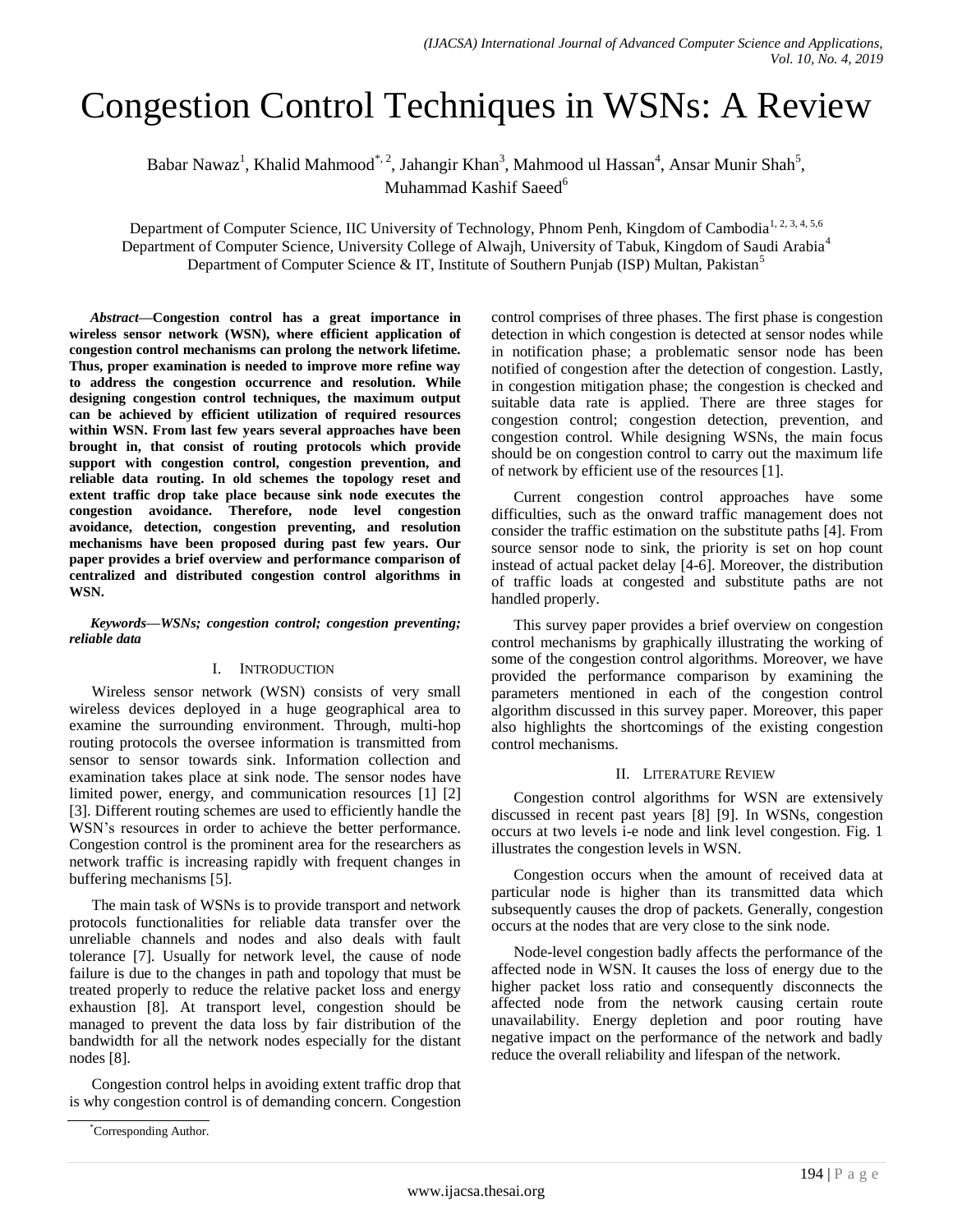# Congestion Control Techniques in WSNs: A Review

Babar Nawaz[1], Khalid Mahmood[*, 2], Jahangir Khan[3], Mahmood ul Hassan[4], Ansar Munir Shah[5], Muhammad Kashif Saeed[6]

Department of Computer Science, IIC University of Technology, Phnom Penh, Kingdom of Cambodia[1, 2, 3, 4, 5,6]
Department of Computer Science, University College of Alwajh, University of Tabuk, Kingdom of Saudi Arabia[4]
Department of Computer Science & IT, Institute of Southern Punjab (ISP) Multan, Pakistan[5]

***Abstract*—Congestion control has a great importance in wireless sensor network (WSN), where efficient application of congestion control mechanisms can prolong the network lifetime. Thus, proper examination is needed to improve more refine way to address the congestion occurrence and resolution. While designing congestion control techniques, the maximum output can be achieved by efficient utilization of required resources within WSN. From last few years several approaches have been brought in, that consist of routing protocols which provide support with congestion control, congestion prevention, and reliable data routing. In old schemes the topology reset and extent traffic drop take place because sink node executes the congestion avoidance. Therefore, node level congestion avoidance, detection, congestion preventing, and resolution mechanisms have been proposed during past few years. Our paper provides a brief overview and performance comparison of centralized and distributed congestion control algorithms in WSN.**

***Keywords*—*WSNs; congestion control; congestion preventing; reliable data***

## I. Introduction

Wireless sensor network (WSN) consists of very small wireless devices deployed in a huge geographical area to examine the surrounding environment. Through, multi-hop routing protocols the oversee information is transmitted from sensor to sensor towards sink. Information collection and examination takes place at sink node. The sensor nodes have limited power, energy, and communication resources [1] [2] [3]. Different routing schemes are used to efficiently handle the WSN's resources in order to achieve the better performance. Congestion control is the prominent area for the researchers as network traffic is increasing rapidly with frequent changes in buffering mechanisms [5].

The main task of WSNs is to provide transport and network protocols functionalities for reliable data transfer over the unreliable channels and nodes and also deals with fault tolerance [7]. Usually for network level, the cause of node failure is due to the changes in path and topology that must be treated properly to reduce the relative packet loss and energy exhaustion [8]. At transport level, congestion should be managed to prevent the data loss by fair distribution of the bandwidth for all the network nodes especially for the distant nodes [8].

Congestion control helps in avoiding extent traffic drop that is why congestion control is of demanding concern. Congestion control comprises of three phases. The first phase is congestion detection in which congestion is detected at sensor nodes while in notification phase; a problematic sensor node has been notified of congestion after the detection of congestion. Lastly, in congestion mitigation phase; the congestion is checked and suitable data rate is applied. There are three stages for congestion control; congestion detection, prevention, and congestion control. While designing WSNs, the main focus should be on congestion control to carry out the maximum life of network by efficient use of the resources [1].

Current congestion control approaches have some difficulties, such as the onward traffic management does not consider the traffic estimation on the substitute paths [4]. From source sensor node to sink, the priority is set on hop count instead of actual packet delay [4-6]. Moreover, the distribution of traffic loads at congested and substitute paths are not handled properly.

This survey paper provides a brief overview on congestion control mechanisms by graphically illustrating the working of some of the congestion control algorithms. Moreover, we have provided the performance comparison by examining the parameters mentioned in each of the congestion control algorithm discussed in this survey paper. Moreover, this paper also highlights the shortcomings of the existing congestion control mechanisms.

## II. Literature Review

Congestion control algorithms for WSN are extensively discussed in recent past years [8] [9]. In WSNs, congestion occurs at two levels i-e node and link level congestion. Fig. 1 illustrates the congestion levels in WSN.

Congestion occurs when the amount of received data at particular node is higher than its transmitted data which subsequently causes the drop of packets. Generally, congestion occurs at the nodes that are very close to the sink node.

Node-level congestion badly affects the performance of the affected node in WSN. It causes the loss of energy due to the higher packet loss ratio and consequently disconnects the affected node from the network causing certain route unavailability. Energy depletion and poor routing have negative impact on the performance of the network and badly reduce the overall reliability and lifespan of the network.

[*]Corresponding Author.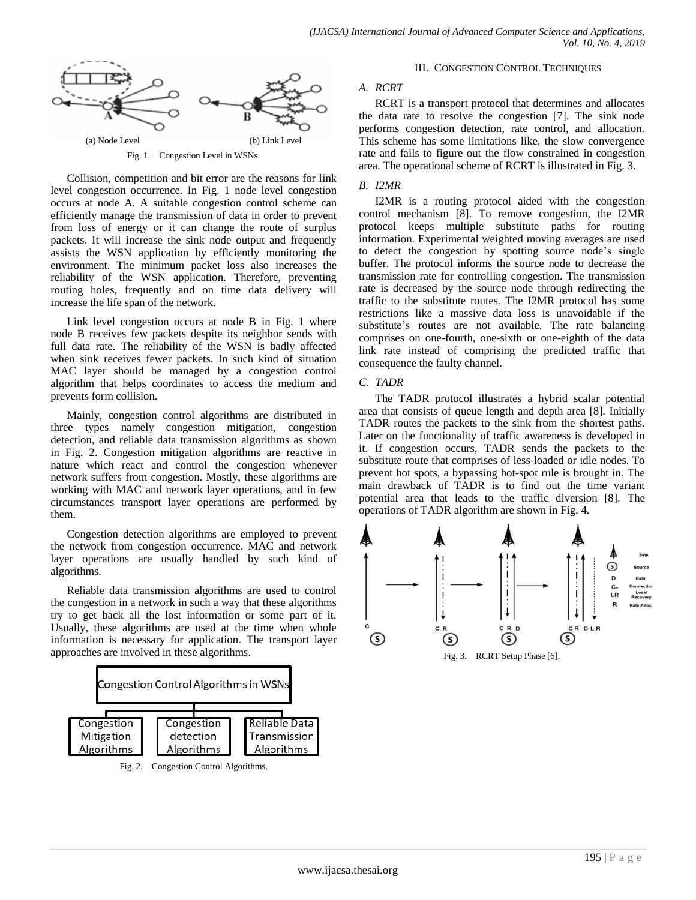(a) Node Level (b) Link Level

Fig. 1. Congestion Level in WSNs.

Collision, competition and bit error are the reasons for link level congestion occurrence. In Fig. 1 node level congestion occurs at node A. A suitable congestion control scheme can efficiently manage the transmission of data in order to prevent from loss of energy or it can change the route of surplus packets. It will increase the sink node output and frequently assists the WSN application by efficiently monitoring the environment. The minimum packet loss also increases the reliability of the WSN application. Therefore, preventing routing holes, frequently and on time data delivery will increase the life span of the network.

Link level congestion occurs at node B in Fig. 1 where node B receives few packets despite its neighbor sends with full data rate. The reliability of the WSN is badly affected when sink receives fewer packets. In such kind of situation MAC layer should be managed by a congestion control algorithm that helps coordinates to access the medium and prevents form collision.

Mainly, congestion control algorithms are distributed in three types namely congestion mitigation, congestion detection, and reliable data transmission algorithms as shown in Fig. 2. Congestion mitigation algorithms are reactive in nature which react and control the congestion whenever network suffers from congestion. Mostly, these algorithms are working with MAC and network layer operations, and in few circumstances transport layer operations are performed by them.

Congestion detection algorithms are employed to prevent the network from congestion occurrence. MAC and network layer operations are usually handled by such kind of algorithms.

Reliable data transmission algorithms are used to control the congestion in a network in such a way that these algorithms try to get back all the lost information or some part of it. Usually, these algorithms are used at the time when whole information is necessary for application. The transport layer approaches are involved in these algorithms.

Congestion Control Algorithms in WSNs

Congestion Mitigation Algorithms | Congestion detection Algorithms | Reliable Data Transmission Algorithms

Fig. 2. Congestion Control Algorithms.

## III. Congestion Control Techniques

### A. RCRT

RCRT is a transport protocol that determines and allocates the data rate to resolve the congestion [7]. The sink node performs congestion detection, rate control, and allocation. This scheme has some limitations like, the slow convergence rate and fails to figure out the flow constrained in congestion area. The operational scheme of RCRT is illustrated in Fig. 3.

### B. I2MR

I2MR is a routing protocol aided with the congestion control mechanism [8]. To remove congestion, the I2MR protocol keeps multiple substitute paths for routing information. Experimental weighted moving averages are used to detect the congestion by spotting source node's single buffer. The protocol informs the source node to decrease the transmission rate for controlling congestion. The transmission rate is decreased by the source node through redirecting the traffic to the substitute routes. The I2MR protocol has some restrictions like a massive data loss is unavoidable if the substitute's routes are not available. The rate balancing comprises on one-fourth, one-sixth or one-eighth of the data link rate instead of comprising the predicted traffic that consequence the faulty channel.

### C. TADR

The TADR protocol illustrates a hybrid scalar potential area that consists of queue length and depth area [8]. Initially TADR routes the packets to the sink from the shortest paths. Later on the functionality of traffic awareness is developed in it. If congestion occurs, TADR sends the packets to the substitute route that comprises of less-loaded or idle nodes. To prevent hot spots, a bypassing hot-spot rule is brought in. The main drawback of TADR is to find out the time variant potential area that leads to the traffic diversion [8]. The operations of TADR algorithm are shown in Fig. 4.

Sink; S: Source; D: Data; C-LR: Connection Loss/ Recovery; R: Rate Alloc

Fig. 3. RCRT Setup Phase [6].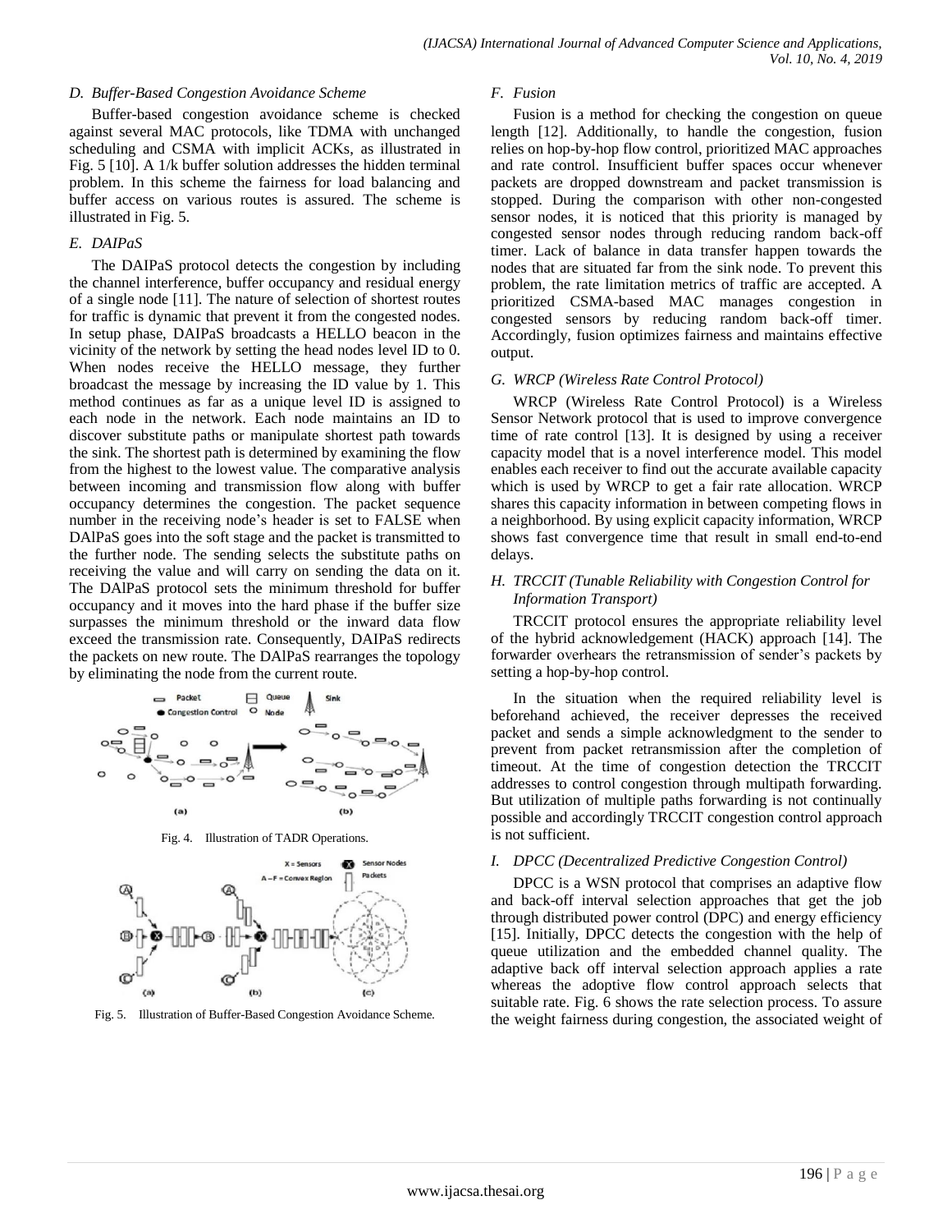### D. Buffer-Based Congestion Avoidance Scheme

Buffer-based congestion avoidance scheme is checked against several MAC protocols, like TDMA with unchanged scheduling and CSMA with implicit ACKs, as illustrated in Fig. 5 [10]. A 1/k buffer solution addresses the hidden terminal problem. In this scheme the fairness for load balancing and buffer access on various routes is assured. The scheme is illustrated in Fig. 5.

### E. DAIPaS

The DAIPaS protocol detects the congestion by including the channel interference, buffer occupancy and residual energy of a single node [11]. The nature of selection of shortest routes for traffic is dynamic that prevent it from the congested nodes. In setup phase, DAIPaS broadcasts a HELLO beacon in the vicinity of the network by setting the head nodes level ID to 0. When nodes receive the HELLO message, they further broadcast the message by increasing the ID value by 1. This method continues as far as a unique level ID is assigned to each node in the network. Each node maintains an ID to discover substitute paths or manipulate shortest path towards the sink. The shortest path is determined by examining the flow from the highest to the lowest value. The comparative analysis between incoming and transmission flow along with buffer occupancy determines the congestion. The packet sequence number in the receiving node's header is set to FALSE when DAlPaS goes into the soft stage and the packet is transmitted to the further node. The sending selects the substitute paths on receiving the value and will carry on sending the data on it. The DAlPaS protocol sets the minimum threshold for buffer occupancy and it moves into the hard phase if the buffer size surpasses the minimum threshold or the inward data flow exceed the transmission rate. Consequently, DAIPaS redirects the packets on new route. The DAlPaS rearranges the topology by eliminating the node from the current route.

Fig. 4. Illustration of TADR Operations.

Fig. 5. Illustration of Buffer-Based Congestion Avoidance Scheme.

### F. Fusion

Fusion is a method for checking the congestion on queue length [12]. Additionally, to handle the congestion, fusion relies on hop-by-hop flow control, prioritized MAC approaches and rate control. Insufficient buffer spaces occur whenever packets are dropped downstream and packet transmission is stopped. During the comparison with other non-congested sensor nodes, it is noticed that this priority is managed by congested sensor nodes through reducing random back-off timer. Lack of balance in data transfer happen towards the nodes that are situated far from the sink node. To prevent this problem, the rate limitation metrics of traffic are accepted. A prioritized CSMA-based MAC manages congestion in congested sensors by reducing random back-off timer. Accordingly, fusion optimizes fairness and maintains effective output.

### G. WRCP (Wireless Rate Control Protocol)

WRCP (Wireless Rate Control Protocol) is a Wireless Sensor Network protocol that is used to improve convergence time of rate control [13]. It is designed by using a receiver capacity model that is a novel interference model. This model enables each receiver to find out the accurate available capacity which is used by WRCP to get a fair rate allocation. WRCP shares this capacity information in between competing flows in a neighborhood. By using explicit capacity information, WRCP shows fast convergence time that result in small end-to-end delays.

### H. TRCCIT (Tunable Reliability with Congestion Control for Information Transport)

TRCCIT protocol ensures the appropriate reliability level of the hybrid acknowledgement (HACK) approach [14]. The forwarder overhears the retransmission of sender's packets by setting a hop-by-hop control.

In the situation when the required reliability level is beforehand achieved, the receiver depresses the received packet and sends a simple acknowledgment to the sender to prevent from packet retransmission after the completion of timeout. At the time of congestion detection the TRCCIT addresses to control congestion through multipath forwarding. But utilization of multiple paths forwarding is not continually possible and accordingly TRCCIT congestion control approach is not sufficient.

### I. DPCC (Decentralized Predictive Congestion Control)

DPCC is a WSN protocol that comprises an adaptive flow and back-off interval selection approaches that get the job through distributed power control (DPC) and energy efficiency [15]. Initially, DPCC detects the congestion with the help of queue utilization and the embedded channel quality. The adaptive back off interval selection approach applies a rate whereas the adoptive flow control approach selects that suitable rate. Fig. 6 shows the rate selection process. To assure the weight fairness during congestion, the associated weight of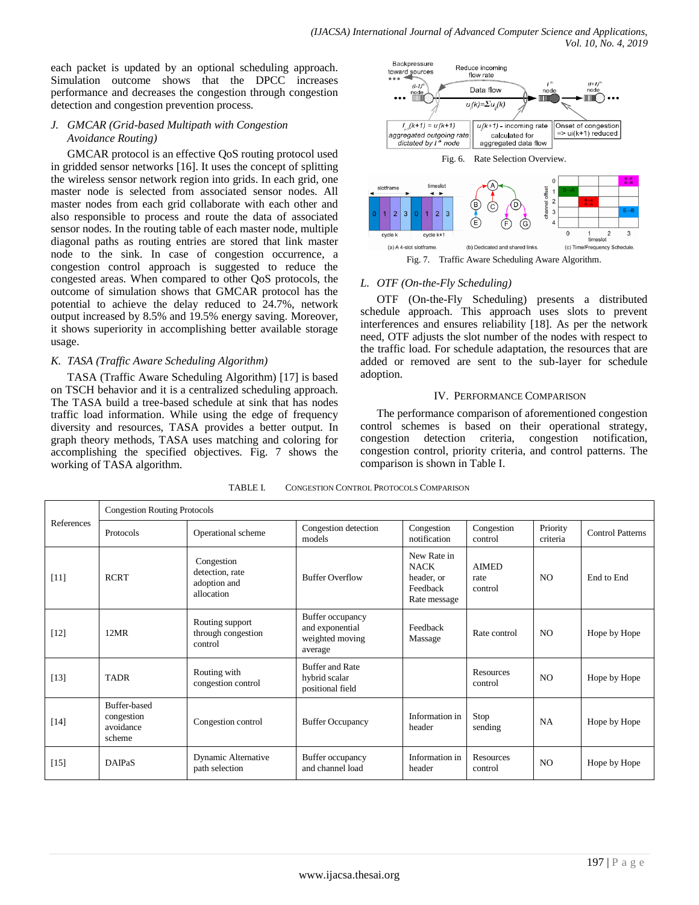each packet is updated by an optional scheduling approach. Simulation outcome shows that the DPCC increases performance and decreases the congestion through congestion detection and congestion prevention process.

### *J. GMCAR (Grid-based Multipath with Congestion Avoidance Routing)*

GMCAR protocol is an effective QoS routing protocol used in gridded sensor networks [16]. It uses the concept of splitting the wireless sensor network region into grids. In each grid, one master node is selected from associated sensor nodes. All master nodes from each grid collaborate with each other and also responsible to process and route the data of associated sensor nodes. In the routing table of each master node, multiple diagonal paths as routing entries are stored that link master node to the sink. In case of congestion occurrence, a congestion control approach is suggested to reduce the congested areas. When compared to other QoS protocols, the outcome of simulation shows that GMCAR protocol has the potential to achieve the delay reduced to 24.7%, network output increased by 8.5% and 19.5% energy saving. Moreover, it shows superiority in accomplishing better available storage usage.

### *K. TASA (Traffic Aware Scheduling Algorithm)*

TASA (Traffic Aware Scheduling Algorithm) [17] is based on TSCH behavior and it is a centralized scheduling approach. The TASA build a tree-based schedule at sink that has nodes traffic load information. While using the edge of frequency diversity and resources, TASA provides a better output. In graph theory methods, TASA uses matching and coloring for accomplishing the specified objectives. Fig. 7 shows the working of TASA algorithm.

Fig. 6. Rate Selection Overview.

Fig. 7. Traffic Aware Scheduling Aware Algorithm.

### *L. OTF (On-the-Fly Scheduling)*

OTF (On-the-Fly Scheduling) presents a distributed schedule approach. This approach uses slots to prevent interferences and ensures reliability [18]. As per the network need, OTF adjusts the slot number of the nodes with respect to the traffic load. For schedule adaptation, the resources that are added or removed are sent to the sub-layer for schedule adoption.

## IV. Performance Comparison

The performance comparison of aforementioned congestion control schemes is based on their operational strategy, congestion detection criteria, congestion notification, congestion control, priority criteria, and control patterns. The comparison is shown in Table I.

TABLE I. Congestion Control Protocols Comparison

| References | Congestion Routing Protocols | | | | | | |
|---|---|---|---|---|---|---|---|
| | Protocols | Operational scheme | Congestion detection models | Congestion notification | Congestion control | Priority criteria | Control Patterns |
| [11] | RCRT | Congestion detection, rate adoption and allocation | Buffer Overflow | New Rate in NACK header, or Feedback Rate message | AIMED rate control | NO | End to End |
| [12] | 12MR | Routing support through congestion control | Buffer occupancy and exponential weighted moving average | Feedback Massage | Rate control | NO | Hope by Hope |
| [13] | TADR | Routing with congestion control | Buffer and Rate hybrid scalar positional field | | Resources control | NO | Hope by Hope |
| [14] | Buffer-based congestion avoidance scheme | Congestion control | Buffer Occupancy | Information in header | Stop sending | NA | Hope by Hope |
| [15] | DAIPaS | Dynamic Alternative path selection | Buffer occupancy and channel load | Information in header | Resources control | NO | Hope by Hope |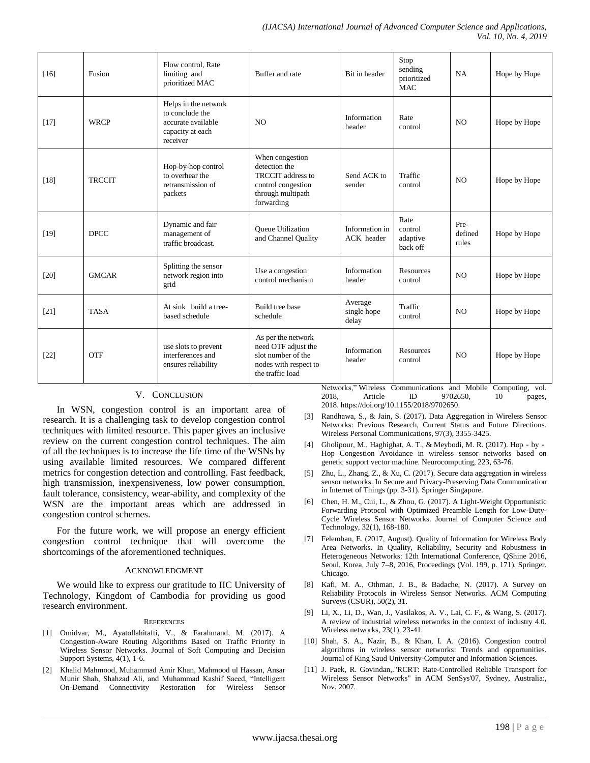| [16] | Fusion | Flow control, Rate limiting and prioritized MAC | Buffer and rate | Bit in header | Stop sending prioritized MAC | NA | Hope by Hope |
|---|---|---|---|---|---|---|---|
| [17] | WRCP | Helps in the network to conclude the accurate available capacity at each receiver | NO | Information header | Rate control | NO | Hope by Hope |
| [18] | TRCCIT | Hop-by-hop control to overhear the retransmission of packets | When congestion detection the TRCCIT address to control congestion through multipath forwarding | Send ACK to sender | Traffic control | NO | Hope by Hope |
| [19] | DPCC | Dynamic and fair management of traffic broadcast. | Queue Utilization and Channel Quality | Information in ACK header | Rate control adaptive back off | Pre-defined rules | Hope by Hope |
| [20] | GMCAR | Splitting the sensor network region into grid | Use a congestion control mechanism | Information header | Resources control | NO | Hope by Hope |
| [21] | TASA | At sink build a tree-based schedule | Build tree base schedule | Average single hope delay | Traffic control | NO | Hope by Hope |
| [22] | OTF | use slots to prevent interferences and ensures reliability | As per the network need OTF adjust the slot number of the nodes with respect to the traffic load | Information header | Resources control | NO | Hope by Hope |

## V. Conclusion

In WSN, congestion control is an important area of research. It is a challenging task to develop congestion control techniques with limited resource. This paper gives an inclusive review on the current congestion control techniques. The aim of all the techniques is to increase the life time of the WSNs by using available limited resources. We compared different metrics for congestion detection and controlling. Fast feedback, high transmission, inexpensiveness, low power consumption, fault tolerance, consistency, wear-ability, and complexity of the WSN are the important areas which are addressed in congestion control schemes.

For the future work, we will propose an energy efficient congestion control technique that will overcome the shortcomings of the aforementioned techniques.

## Acknowledgment

We would like to express our gratitude to IIC University of Technology, Kingdom of Cambodia for providing us good research environment.

## References

[1] Omidvar, M., Ayatollahitafti, V., & Farahmand, M. (2017). A Congestion-Aware Routing Algorithms Based on Traffic Priority in Wireless Sensor Networks. Journal of Soft Computing and Decision Support Systems, 4(1), 1-6.

[2] Khalid Mahmood, Muhammad Amir Khan, Mahmood ul Hassan, Ansar Munir Shah, Shahzad Ali, and Muhammad Kashif Saeed, "Intelligent On-Demand Connectivity Restoration for Wireless Sensor Networks," Wireless Communications and Mobile Computing, vol. 2018, Article ID 9702650, 10 pages, 2018. https://doi.org/10.1155/2018/9702650.

[3] Randhawa, S., & Jain, S. (2017). Data Aggregation in Wireless Sensor Networks: Previous Research, Current Status and Future Directions. Wireless Personal Communications, 97(3), 3355-3425.

[4] Gholipour, M., Haghighat, A. T., & Meybodi, M. R. (2017). Hop - by - Hop Congestion Avoidance in wireless sensor networks based on genetic support vector machine. Neurocomputing, 223, 63-76.

[5] Zhu, L., Zhang, Z., & Xu, C. (2017). Secure data aggregation in wireless sensor networks. In Secure and Privacy-Preserving Data Communication in Internet of Things (pp. 3-31). Springer Singapore.

[6] Chen, H. M., Cui, L., & Zhou, G. (2017). A Light-Weight Opportunistic Forwarding Protocol with Optimized Preamble Length for Low-Duty-Cycle Wireless Sensor Networks. Journal of Computer Science and Technology, 32(1), 168-180.

[7] Felemban, E. (2017, August). Quality of Information for Wireless Body Area Networks. In Quality, Reliability, Security and Robustness in Heterogeneous Networks: 12th International Conference, QShine 2016, Seoul, Korea, July 7–8, 2016, Proceedings (Vol. 199, p. 171). Springer. Chicago.

[8] Kafi, M. A., Othman, J. B., & Badache, N. (2017). A Survey on Reliability Protocols in Wireless Sensor Networks. ACM Computing Surveys (CSUR), 50(2), 31.

[9] Li, X., Li, D., Wan, J., Vasilakos, A. V., Lai, C. F., & Wang, S. (2017). A review of industrial wireless networks in the context of industry 4.0. Wireless networks, 23(1), 23-41.

[10] Shah, S. A., Nazir, B., & Khan, I. A. (2016). Congestion control algorithms in wireless sensor networks: Trends and opportunities. Journal of King Saud University-Computer and Information Sciences.

[11] J. Paek, R. Govindan,."RCRT: Rate-Controlled Reliable Transport for Wireless Sensor Networks" in ACM SenSys'07, Sydney, Australia:, Nov. 2007.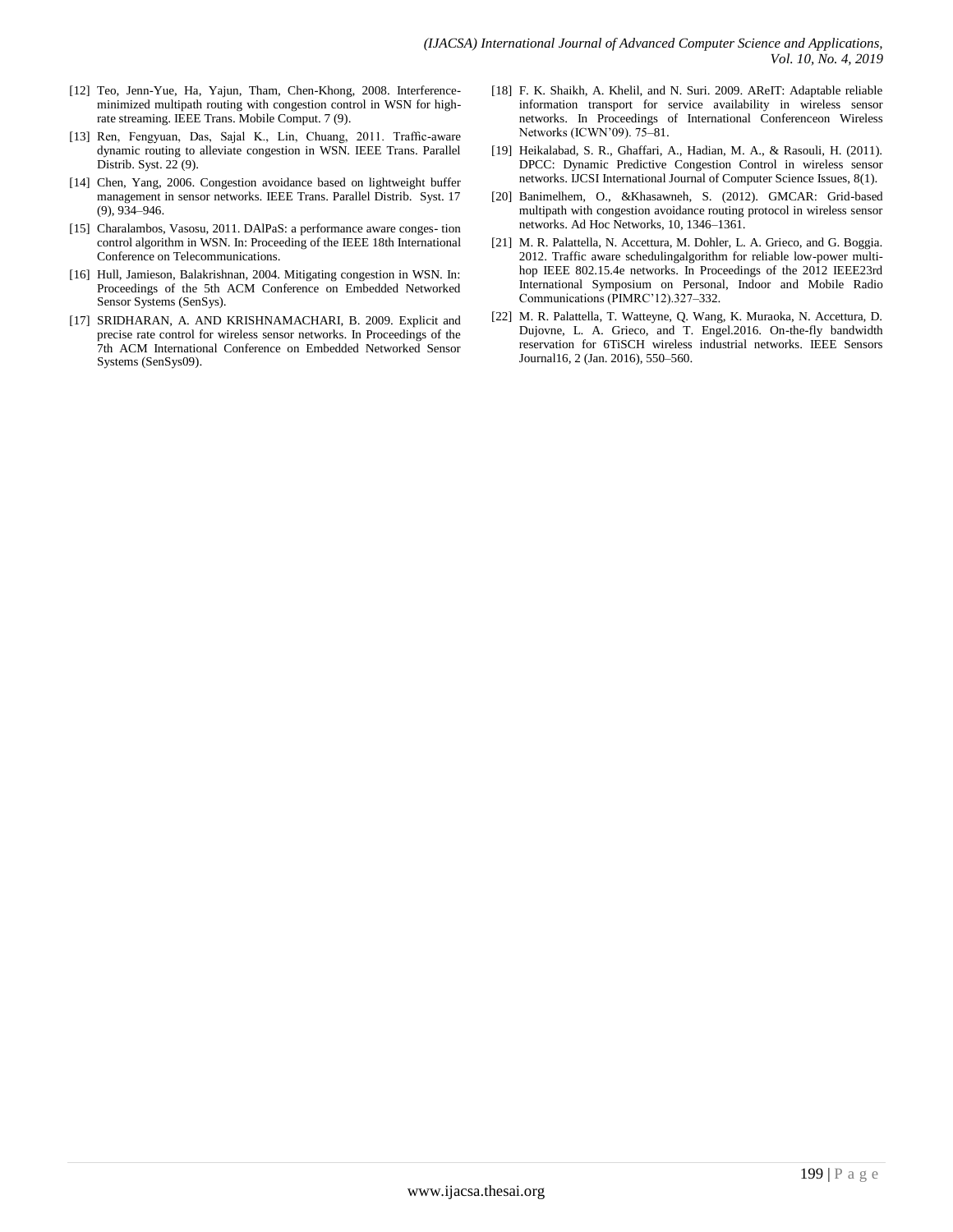[12] Teo, Jenn-Yue, Ha, Yajun, Tham, Chen-Khong, 2008. Interference-minimized multipath routing with congestion control in WSN for high-rate streaming. IEEE Trans. Mobile Comput. 7 (9).

[13] Ren, Fengyuan, Das, Sajal K., Lin, Chuang, 2011. Traffic-aware dynamic routing to alleviate congestion in WSN. IEEE Trans. Parallel Distrib. Syst. 22 (9).

[14] Chen, Yang, 2006. Congestion avoidance based on lightweight buffer management in sensor networks. IEEE Trans. Parallel Distrib. Syst. 17 (9), 934–946.

[15] Charalambos, Vasosu, 2011. DAlPaS: a performance aware conges- tion control algorithm in WSN. In: Proceeding of the IEEE 18th International Conference on Telecommunications.

[16] Hull, Jamieson, Balakrishnan, 2004. Mitigating congestion in WSN. In: Proceedings of the 5th ACM Conference on Embedded Networked Sensor Systems (SenSys).

[17] SRIDHARAN, A. AND KRISHNAMACHARI, B. 2009. Explicit and precise rate control for wireless sensor networks. In Proceedings of the 7th ACM International Conference on Embedded Networked Sensor Systems (SenSys09).

[18] F. K. Shaikh, A. Khelil, and N. Suri. 2009. AReIT: Adaptable reliable information transport for service availability in wireless sensor networks. In Proceedings of International Conferenceon Wireless Networks (ICWN'09). 75–81.

[19] Heikalabad, S. R., Ghaffari, A., Hadian, M. A., & Rasouli, H. (2011). DPCC: Dynamic Predictive Congestion Control in wireless sensor networks. IJCSI International Journal of Computer Science Issues, 8(1).

[20] Banimelhem, O., &Khasawneh, S. (2012). GMCAR: Grid-based multipath with congestion avoidance routing protocol in wireless sensor networks. Ad Hoc Networks, 10, 1346–1361.

[21] M. R. Palattella, N. Accettura, M. Dohler, L. A. Grieco, and G. Boggia. 2012. Traffic aware schedulingalgorithm for reliable low-power multi-hop IEEE 802.15.4e networks. In Proceedings of the 2012 IEEE23rd International Symposium on Personal, Indoor and Mobile Radio Communications (PIMRC'12).327–332.

[22] M. R. Palattella, T. Watteyne, Q. Wang, K. Muraoka, N. Accettura, D. Dujovne, L. A. Grieco, and T. Engel.2016. On-the-fly bandwidth reservation for 6TiSCH wireless industrial networks. IEEE Sensors Journal16, 2 (Jan. 2016), 550–560.